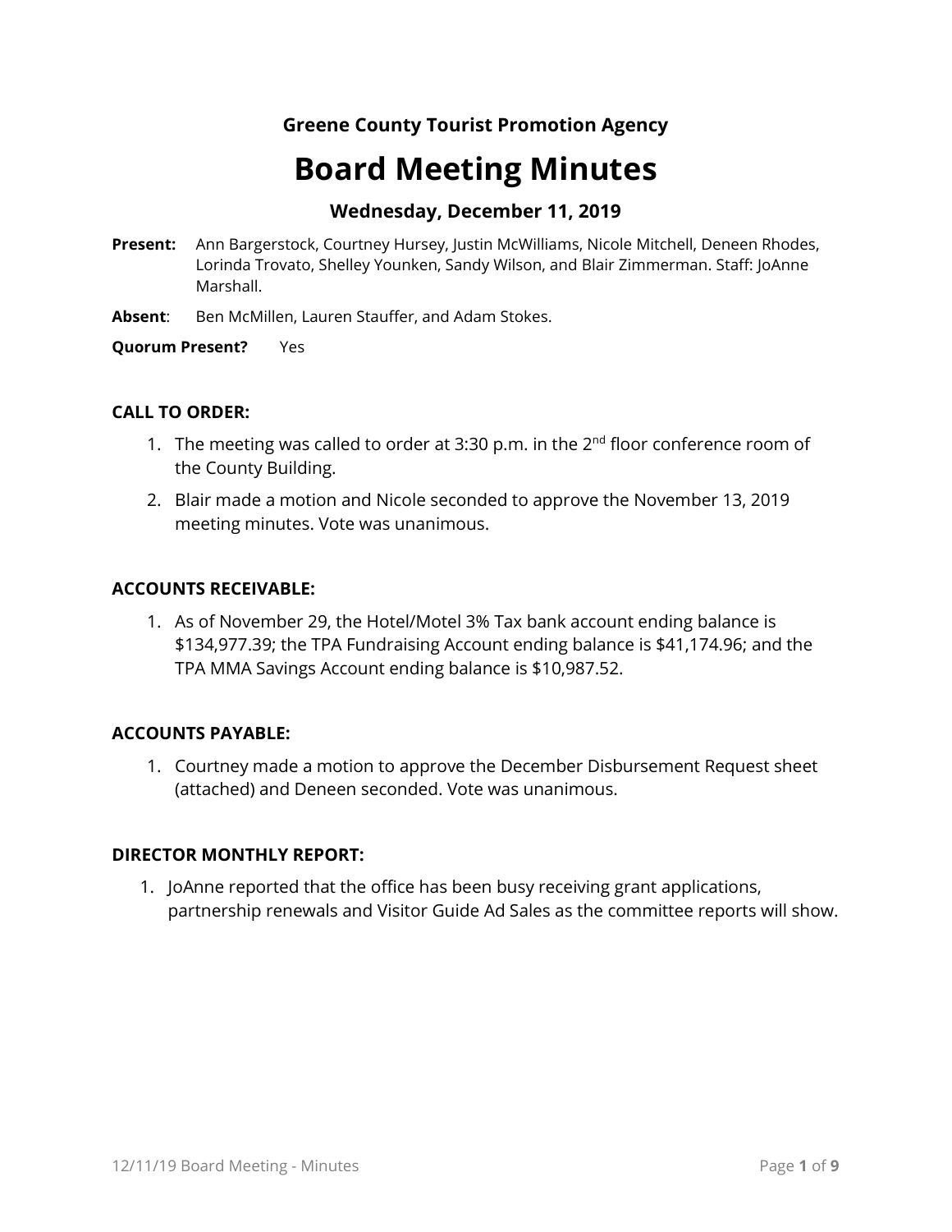**Greene County Tourist Promotion Agency**

# Board Meeting Minutes

### Wednesday, December 11, 2019

**Present:** Ann Bargerstock, Courtney Hursey, Justin McWilliams, Nicole Mitchell, Deneen Rhodes, Lorinda Trovato, Shelley Younken, Sandy Wilson, and Blair Zimmerman. Staff: JoAnne Marshall.

**Absent**: Ben McMillen, Lauren Stauffer, and Adam Stokes.

**Quorum Present?** Yes

**CALL TO ORDER:**

1. The meeting was called to order at 3:30 p.m. in the 2nd floor conference room of the County Building.
2. Blair made a motion and Nicole seconded to approve the November 13, 2019 meeting minutes. Vote was unanimous.

**ACCOUNTS RECEIVABLE:**

1. As of November 29, the Hotel/Motel 3% Tax bank account ending balance is $134,977.39; the TPA Fundraising Account ending balance is $41,174.96; and the TPA MMA Savings Account ending balance is $10,987.52.

**ACCOUNTS PAYABLE:**

1. Courtney made a motion to approve the December Disbursement Request sheet (attached) and Deneen seconded. Vote was unanimous.

**DIRECTOR MONTHLY REPORT:**

1. JoAnne reported that the office has been busy receiving grant applications, partnership renewals and Visitor Guide Ad Sales as the committee reports will show.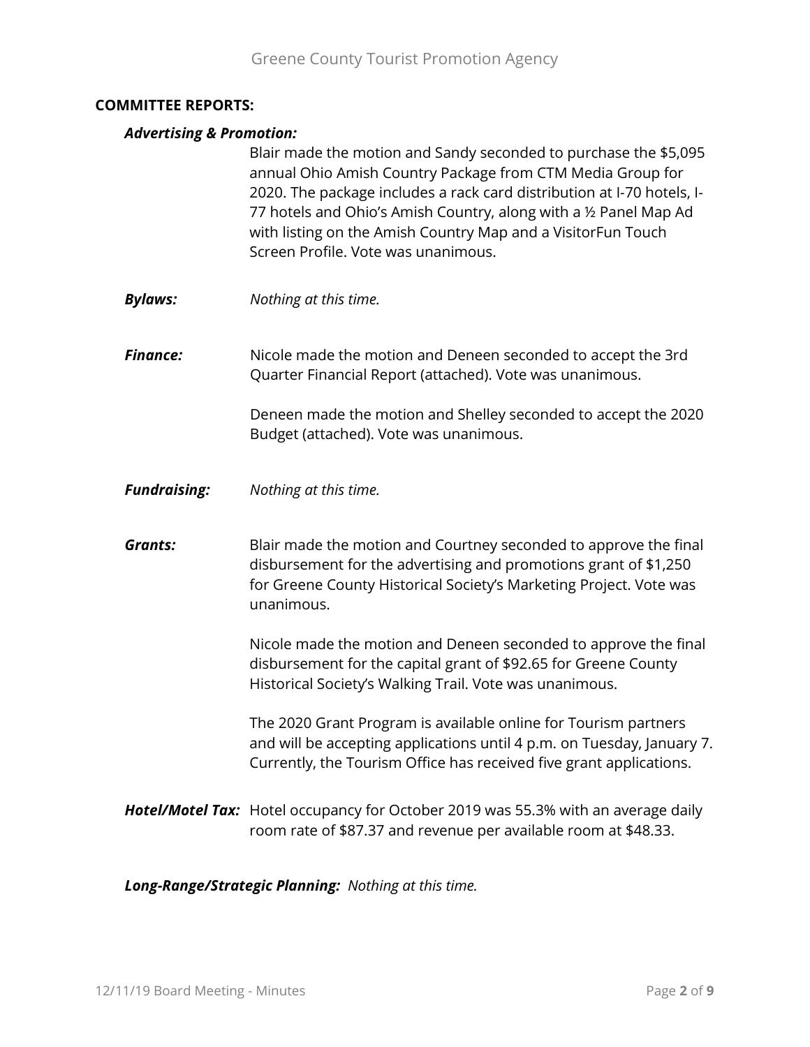## COMMITTEE REPORTS:

***Advertising & Promotion:***

Blair made the motion and Sandy seconded to purchase the $5,095 annual Ohio Amish Country Package from CTM Media Group for 2020. The package includes a rack card distribution at I-70 hotels, I-77 hotels and Ohio's Amish Country, along with a ½ Panel Map Ad with listing on the Amish Country Map and a VisitorFun Touch Screen Profile. Vote was unanimous.

***Bylaws:*** *Nothing at this time.*

***Finance:*** Nicole made the motion and Deneen seconded to accept the 3rd Quarter Financial Report (attached). Vote was unanimous.

Deneen made the motion and Shelley seconded to accept the 2020 Budget (attached). Vote was unanimous.

***Fundraising:*** *Nothing at this time.*

***Grants:*** Blair made the motion and Courtney seconded to approve the final disbursement for the advertising and promotions grant of $1,250 for Greene County Historical Society's Marketing Project. Vote was unanimous.

Nicole made the motion and Deneen seconded to approve the final disbursement for the capital grant of $92.65 for Greene County Historical Society's Walking Trail. Vote was unanimous.

The 2020 Grant Program is available online for Tourism partners and will be accepting applications until 4 p.m. on Tuesday, January 7. Currently, the Tourism Office has received five grant applications.

***Hotel/Motel Tax:*** Hotel occupancy for October 2019 was 55.3% with an average daily room rate of $87.37 and revenue per available room at $48.33.

***Long-Range/Strategic Planning:*** *Nothing at this time.*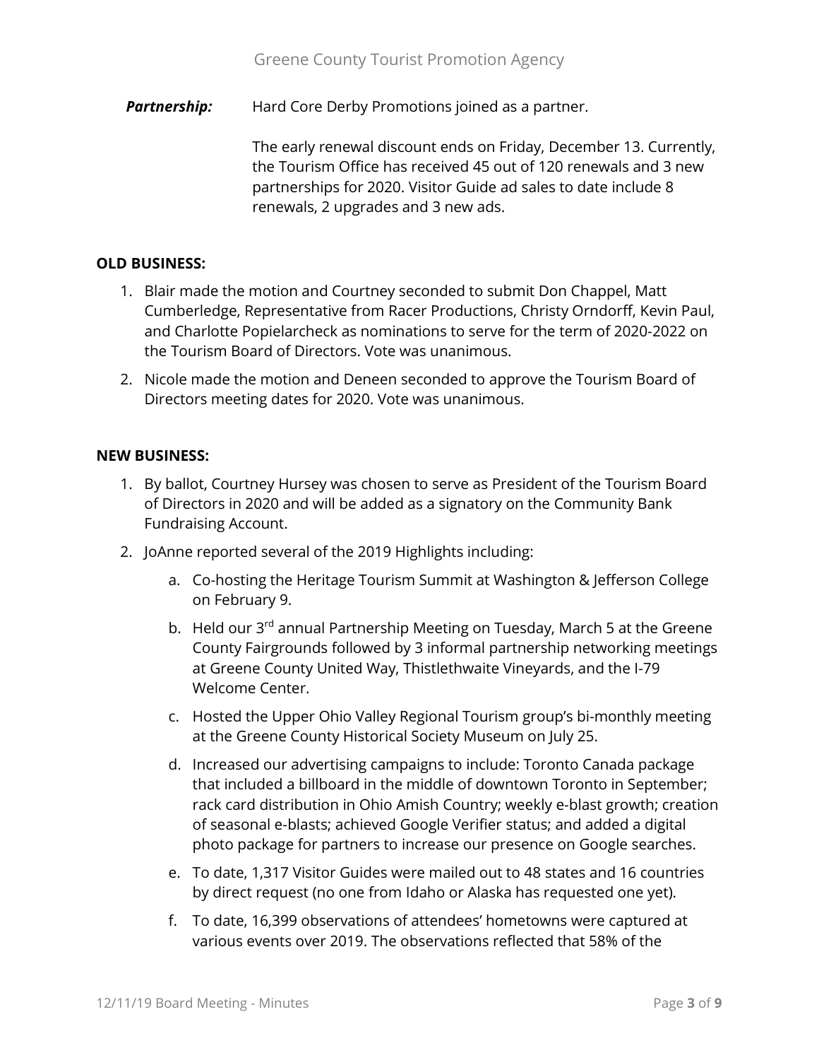***Partnership:*** Hard Core Derby Promotions joined as a partner.

The early renewal discount ends on Friday, December 13. Currently, the Tourism Office has received 45 out of 120 renewals and 3 new partnerships for 2020. Visitor Guide ad sales to date include 8 renewals, 2 upgrades and 3 new ads.

**OLD BUSINESS:**

1. Blair made the motion and Courtney seconded to submit Don Chappel, Matt Cumberledge, Representative from Racer Productions, Christy Orndorff, Kevin Paul, and Charlotte Popielarcheck as nominations to serve for the term of 2020-2022 on the Tourism Board of Directors. Vote was unanimous.
2. Nicole made the motion and Deneen seconded to approve the Tourism Board of Directors meeting dates for 2020. Vote was unanimous.

**NEW BUSINESS:**

1. By ballot, Courtney Hursey was chosen to serve as President of the Tourism Board of Directors in 2020 and will be added as a signatory on the Community Bank Fundraising Account.
2. JoAnne reported several of the 2019 Highlights including:
   a. Co-hosting the Heritage Tourism Summit at Washington & Jefferson College on February 9.
   b. Held our 3rd annual Partnership Meeting on Tuesday, March 5 at the Greene County Fairgrounds followed by 3 informal partnership networking meetings at Greene County United Way, Thistlethwaite Vineyards, and the I-79 Welcome Center.
   c. Hosted the Upper Ohio Valley Regional Tourism group's bi-monthly meeting at the Greene County Historical Society Museum on July 25.
   d. Increased our advertising campaigns to include: Toronto Canada package that included a billboard in the middle of downtown Toronto in September; rack card distribution in Ohio Amish Country; weekly e-blast growth; creation of seasonal e-blasts; achieved Google Verifier status; and added a digital photo package for partners to increase our presence on Google searches.
   e. To date, 1,317 Visitor Guides were mailed out to 48 states and 16 countries by direct request (no one from Idaho or Alaska has requested one yet).
   f. To date, 16,399 observations of attendees' hometowns were captured at various events over 2019. The observations reflected that 58% of the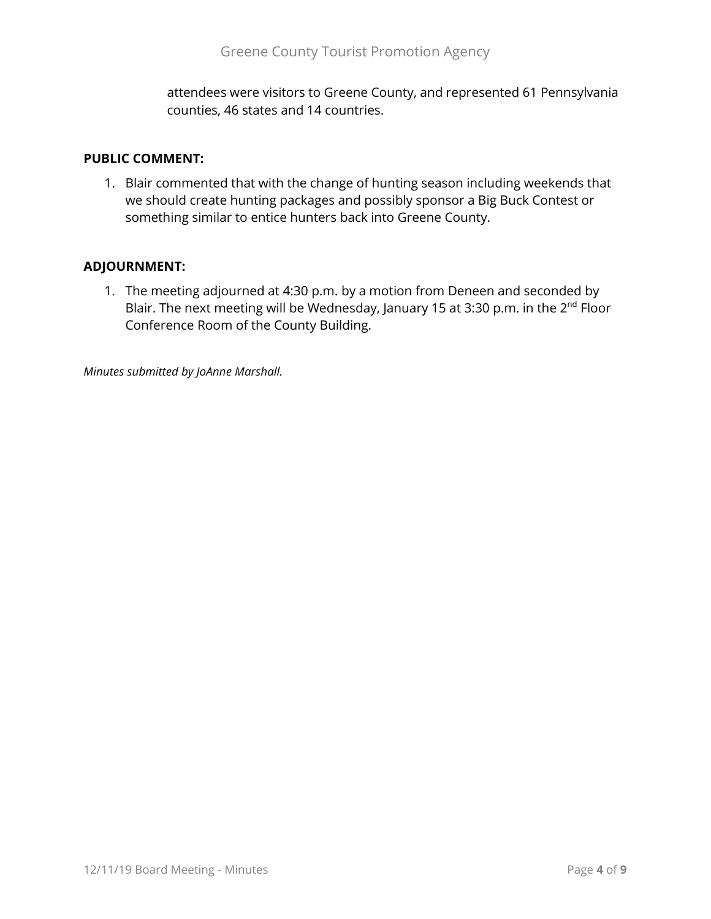attendees were visitors to Greene County, and represented 61 Pennsylvania counties, 46 states and 14 countries.

**PUBLIC COMMENT:**

1. Blair commented that with the change of hunting season including weekends that we should create hunting packages and possibly sponsor a Big Buck Contest or something similar to entice hunters back into Greene County.

**ADJOURNMENT:**

1. The meeting adjourned at 4:30 p.m. by a motion from Deneen and seconded by Blair. The next meeting will be Wednesday, January 15 at 3:30 p.m. in the 2nd Floor Conference Room of the County Building.

*Minutes submitted by JoAnne Marshall.*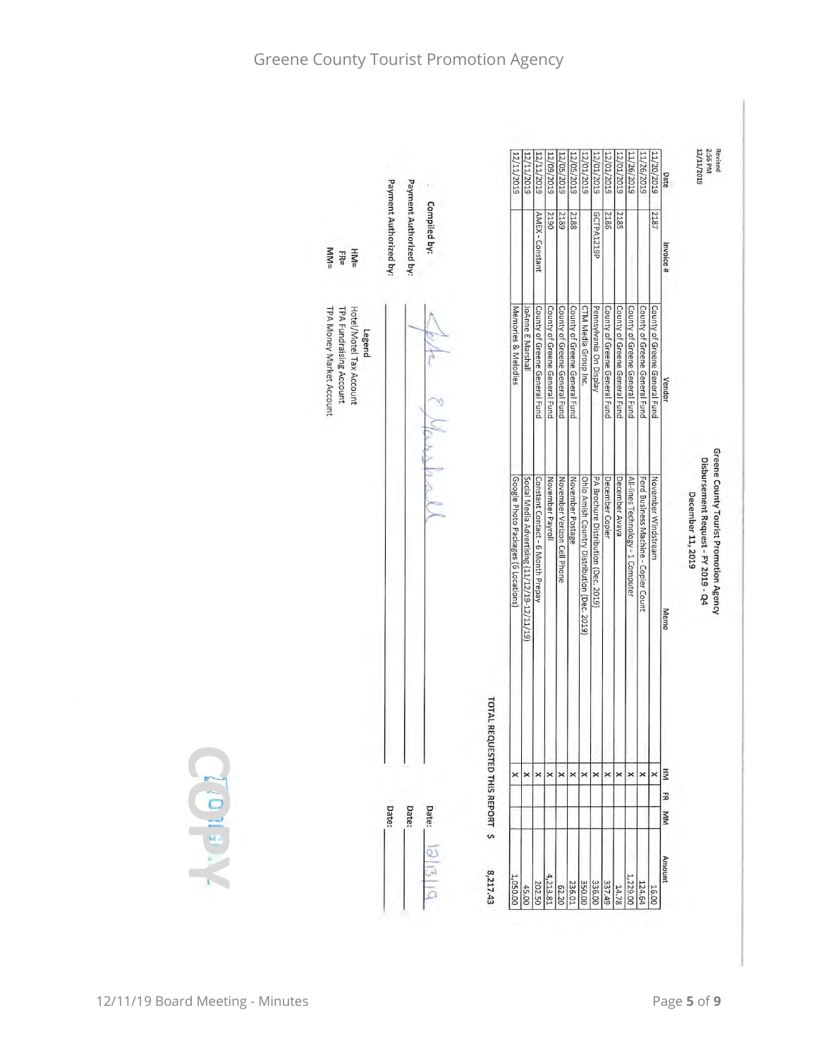Revised
2:56 PM
12/11/2019

**Greene County Tourist Promotion Agency**
**Disbursement Request - FY 2019 - Q4**
**December 11, 2019**

| Date | Invoice # | Vendor | Memo | HM | FR | MM | Amount |
|---|---|---|---|---|---|---|---|
| 11/20/2019 | 2187 | County of Greene General Fund | November Windstream | x | | | 16.00 |
| 11/26/2019 | | County of Greene General Fund | Ford Business Machine - Copier Count | x | | | 124.64 |
| 11/26/2019 | | County of Greene General Fund | All-lines Technology - 1 Computer | x | | | 1,229.00 |
| 12/01/2019 | 2185 | County of Greene General Fund | December Avaya | x | | | 14.78 |
| 12/01/2019 | 2186 | County of Greene General Fund | December Copier | x | | | 337.49 |
| 12/01/2019 | GCTPA1219P | Pennsylvania On Display | PA Brochure Distribution (Dec. 2019) | x | | | 336.00 |
| 12/01/2019 | | CTM Media Group Inc. | Ohio Amish Country Distribution (Dec. 2019) | x | | | 350.00 |
| 12/05/2019 | 2188 | County of Greene General Fund | November Postage | x | | | 236.01 |
| 12/05/2019 | 2189 | County of Greene General Fund | November Verizon Cell Phone | x | | | 62.20 |
| 12/09/2019 | 2190 | County of Greene General Fund | November Payroll | x | | | 4,213.81 |
| 12/11/2019 | AMEX - Constant | County of Greene General Fund | Constant Contact - 6 Month Prepay | x | | | 202.50 |
| 12/11/2019 | | JoAnne E Marshall | Social Media Advertising (11/12/19-12/11/19) | x | | | 45.00 |
| 12/11/2019 | | Memories & Melodies | Google Photo Packages (6 Locations) | x | | | 1,050.00 |
| | | | | | | **TOTAL REQUESTED THIS REPORT** | **$ 8,217.43** |

Compiled by: [signature] Date: 12/13/19

Payment Authorized by: ____________________ Date: ________

Payment Authorized by: ____________________ Date: ________

**Legend**
HM= Hotel/Motel Tax Account
FR= TPA Fundraising Account
MM= TPA Money Market Account

COPY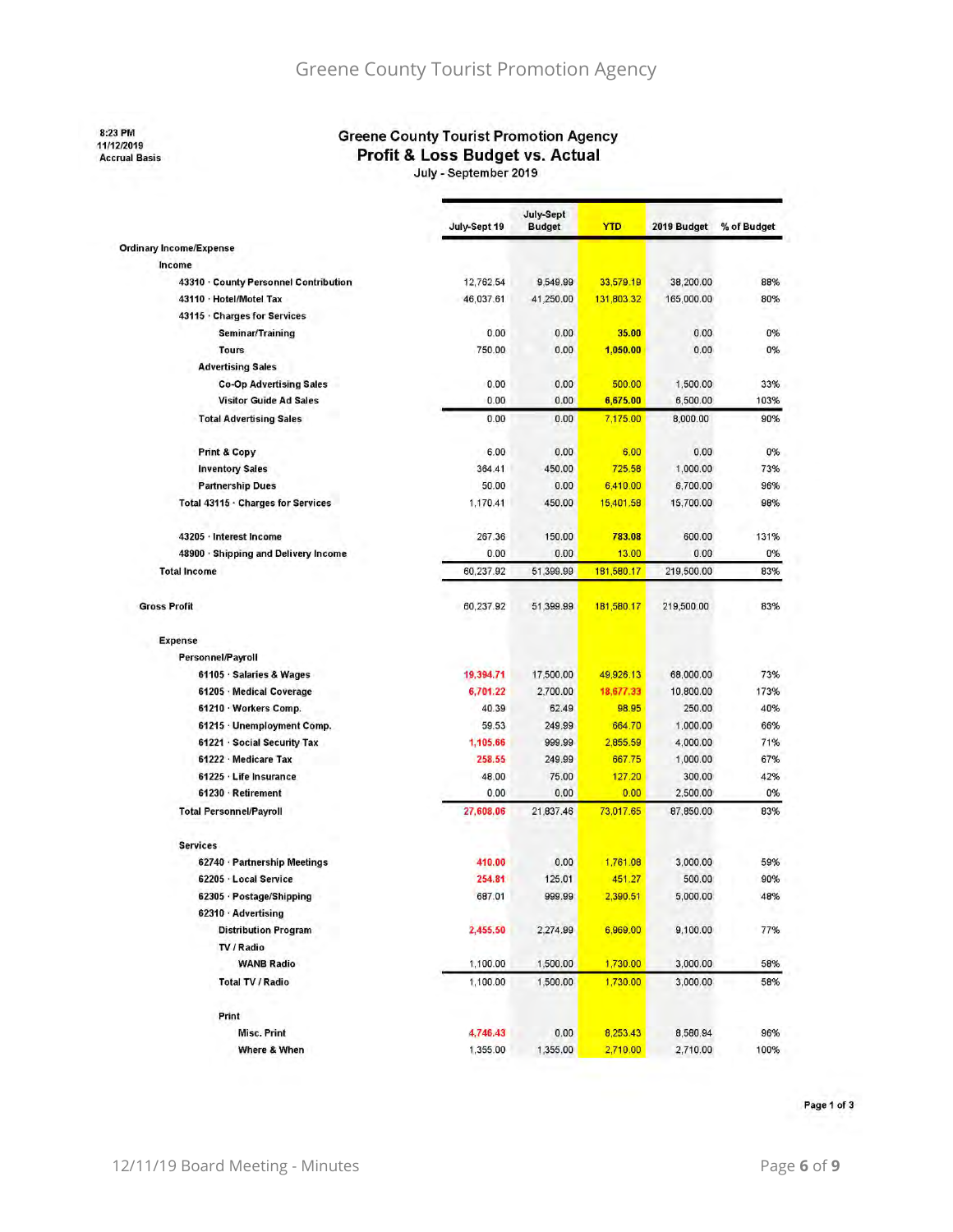8:23 PM
11/12/2019
Accrual Basis

# Greene County Tourist Promotion Agency
## Profit & Loss Budget vs. Actual
### July - September 2019

| | July-Sept 19 | July-Sept Budget | YTD | 2019 Budget | % of Budget |
|---|---|---|---|---|---|
| **Ordinary Income/Expense** | | | | | |
| **Income** | | | | | |
| 43310 · County Personnel Contribution | 12,762.54 | 9,549.99 | 33,579.19 | 38,200.00 | 88% |
| 43110 · Hotel/Motel Tax | 46,037.61 | 41,250.00 | 131,803.32 | 165,000.00 | 80% |
| 43115 · Charges for Services | | | | | |
| Seminar/Training | 0.00 | 0.00 | 35.00 | 0.00 | 0% |
| Tours | 750.00 | 0.00 | 1,050.00 | 0.00 | 0% |
| Advertising Sales | | | | | |
| Co-Op Advertising Sales | 0.00 | 0.00 | 500.00 | 1,500.00 | 33% |
| Visitor Guide Ad Sales | 0.00 | 0.00 | 6,675.00 | 6,500.00 | 103% |
| Total Advertising Sales | 0.00 | 0.00 | 7,175.00 | 8,000.00 | 90% |
| Print & Copy | 6.00 | 0.00 | 6.00 | 0.00 | 0% |
| Inventory Sales | 364.41 | 450.00 | 725.58 | 1,000.00 | 73% |
| Partnership Dues | 50.00 | 0.00 | 6,410.00 | 6,700.00 | 96% |
| Total 43115 · Charges for Services | 1,170.41 | 450.00 | 15,401.58 | 15,700.00 | 98% |
| 43205 · Interest Income | 267.36 | 150.00 | 783.08 | 600.00 | 131% |
| 48900 · Shipping and Delivery Income | 0.00 | 0.00 | 13.00 | 0.00 | 0% |
| **Total Income** | 60,237.92 | 51,399.99 | 181,580.17 | 219,500.00 | 83% |
| **Gross Profit** | 60,237.92 | 51,399.99 | 181,580.17 | 219,500.00 | 83% |
| **Expense** | | | | | |
| Personnel/Payroll | | | | | |
| 61105 · Salaries & Wages | 19,394.71 | 17,500.00 | 49,926.13 | 68,000.00 | 73% |
| 61205 · Medical Coverage | 6,701.22 | 2,700.00 | 18,677.33 | 10,800.00 | 173% |
| 61210 · Workers Comp. | 40.39 | 62.49 | 98.95 | 250.00 | 40% |
| 61215 · Unemployment Comp. | 59.53 | 249.99 | 664.70 | 1,000.00 | 66% |
| 61221 · Social Security Tax | 1,105.66 | 999.99 | 2,855.59 | 4,000.00 | 71% |
| 61222 · Medicare Tax | 258.55 | 249.99 | 667.75 | 1,000.00 | 67% |
| 61225 · Life Insurance | 48.00 | 75.00 | 127.20 | 300.00 | 42% |
| 61230 · Retirement | 0.00 | 0.00 | 0.00 | 2,500.00 | 0% |
| Total Personnel/Payroll | 27,608.06 | 21,837.46 | 73,017.65 | 87,850.00 | 83% |
| Services | | | | | |
| 62740 · Partnership Meetings | 410.00 | 0.00 | 1,761.08 | 3,000.00 | 59% |
| 62205 · Local Service | 254.81 | 125.01 | 451.27 | 500.00 | 90% |
| 62305 · Postage/Shipping | 687.01 | 999.99 | 2,390.51 | 5,000.00 | 48% |
| 62310 · Advertising | | | | | |
| Distribution Program | 2,455.50 | 2,274.99 | 6,969.00 | 9,100.00 | 77% |
| TV / Radio | | | | | |
| WANB Radio | 1,100.00 | 1,500.00 | 1,730.00 | 3,000.00 | 58% |
| Total TV / Radio | 1,100.00 | 1,500.00 | 1,730.00 | 3,000.00 | 58% |
| Print | | | | | |
| Misc. Print | 4,746.43 | 0.00 | 8,253.43 | 8,580.94 | 96% |
| Where & When | 1,355.00 | 1,355.00 | 2,710.00 | 2,710.00 | 100% |

Page 1 of 3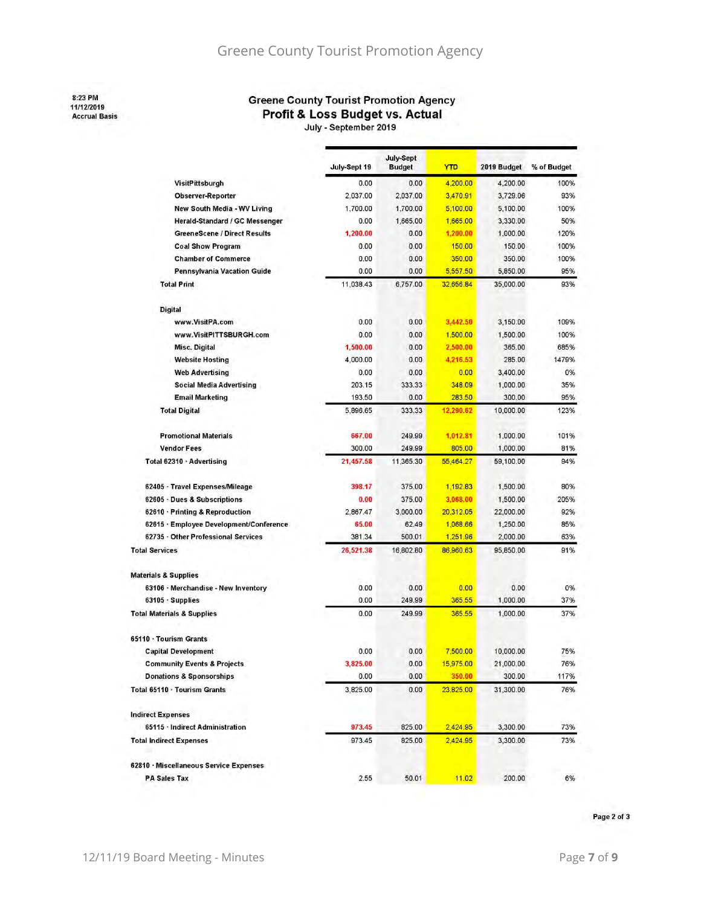Greene County Tourist Promotion Agency

8:23 PM
11/12/2019
Accrual Basis

## Greene County Tourist Promotion Agency
## Profit & Loss Budget vs. Actual
July - September 2019

| | July-Sept 19 | July-Sept Budget | YTD | 2019 Budget | % of Budget |
|---|---|---|---|---|---|
| VisitPittsburgh | 0.00 | 0.00 | 4,200.00 | 4,200.00 | 100% |
| Observer-Reporter | 2,037.00 | 2,037.00 | 3,470.91 | 3,729.06 | 93% |
| New South Media - WV Living | 1,700.00 | 1,700.00 | 5,100.00 | 5,100.00 | 100% |
| Herald-Standard / GC Messenger | 0.00 | 1,665.00 | 1,665.00 | 3,330.00 | 50% |
| GreeneScene / Direct Results | 1,200.00 | 0.00 | 1,200.00 | 1,000.00 | 120% |
| Coal Show Program | 0.00 | 0.00 | 150.00 | 150.00 | 100% |
| Chamber of Commerce | 0.00 | 0.00 | 350.00 | 350.00 | 100% |
| Pennsylvania Vacation Guide | 0.00 | 0.00 | 5,557.50 | 5,850.00 | 95% |
| Total Print | 11,038.43 | 6,757.00 | 32,656.84 | 35,000.00 | 93% |
| Digital | | | | | |
| www.VisitPA.com | 0.00 | 0.00 | 3,442.50 | 3,150.00 | 109% |
| www.VisitPITTSBURGH.com | 0.00 | 0.00 | 1,500.00 | 1,500.00 | 100% |
| Misc. Digital | 1,500.00 | 0.00 | 2,500.00 | 365.00 | 685% |
| Website Hosting | 4,000.00 | 0.00 | 4,216.53 | 285.00 | 1479% |
| Web Advertising | 0.00 | 0.00 | 0.00 | 3,400.00 | 0% |
| Social Media Advertising | 203.15 | 333.33 | 348.09 | 1,000.00 | 35% |
| Email Marketing | 193.50 | 0.00 | 283.50 | 300.00 | 95% |
| Total Digital | 5,896.65 | 333.33 | 12,290.62 | 10,000.00 | 123% |
| Promotional Materials | 667.00 | 249.99 | 1,012.81 | 1,000.00 | 101% |
| Vendor Fees | 300.00 | 249.99 | 805.00 | 1,000.00 | 81% |
| Total 62310 · Advertising | 21,457.58 | 11,365.30 | 55,464.27 | 59,100.00 | 94% |
| 62405 · Travel Expenses/Mileage | 398.17 | 375.00 | 1,192.83 | 1,500.00 | 80% |
| 62605 · Dues & Subscriptions | 0.00 | 375.00 | 3,068.00 | 1,500.00 | 205% |
| 62610 · Printing & Reproduction | 2,867.47 | 3,000.00 | 20,312.05 | 22,000.00 | 92% |
| 62615 · Employee Development/Conference | 65.00 | 62.49 | 1,068.66 | 1,250.00 | 85% |
| 62735 · Other Professional Services | 381.34 | 500.01 | 1,251.96 | 2,000.00 | 63% |
| Total Services | 26,521.38 | 16,802.80 | 86,960.63 | 95,850.00 | 91% |
| Materials & Supplies | | | | | |
| 63106 · Merchandise - New Inventory | 0.00 | 0.00 | 0.00 | 0.00 | 0% |
| 63105 · Supplies | 0.00 | 249.99 | 365.55 | 1,000.00 | 37% |
| Total Materials & Supplies | 0.00 | 249.99 | 365.55 | 1,000.00 | 37% |
| 65110 · Tourism Grants | | | | | |
| Capital Development | 0.00 | 0.00 | 7,500.00 | 10,000.00 | 75% |
| Community Events & Projects | 3,825.00 | 0.00 | 15,975.00 | 21,000.00 | 76% |
| Donations & Sponsorships | 0.00 | 0.00 | 350.00 | 300.00 | 117% |
| Total 65110 · Tourism Grants | 3,825.00 | 0.00 | 23,825.00 | 31,300.00 | 76% |
| Indirect Expenses | | | | | |
| 65115 · Indirect Administration | 973.45 | 825.00 | 2,424.95 | 3,300.00 | 73% |
| Total Indirect Expenses | 973.45 | 825.00 | 2,424.95 | 3,300.00 | 73% |
| 62810 · Miscellaneous Service Expenses | | | | | |
| PA Sales Tax | 2.55 | 50.01 | 11.02 | 200.00 | 6% |

Page 2 of 3

12/11/19 Board Meeting - Minutes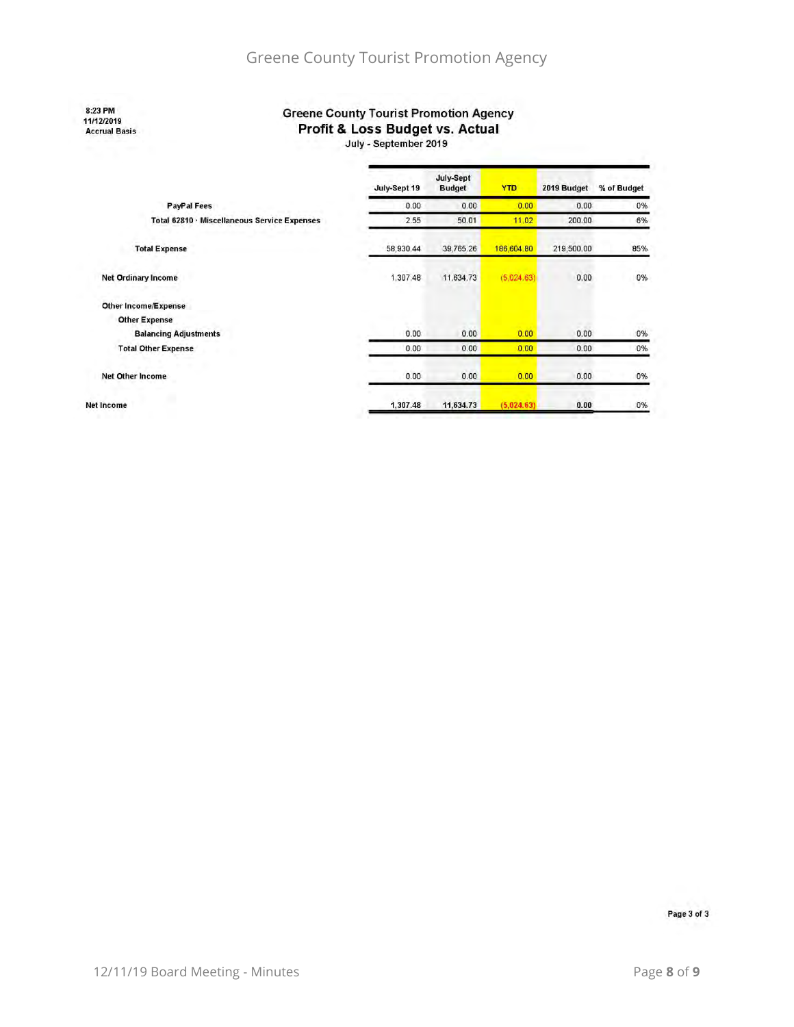8:23 PM
11/12/2019
Accrual Basis

## Greene County Tourist Promotion Agency
### Profit & Loss Budget vs. Actual
July - September 2019

| | July-Sept 19 | July-Sept Budget | YTD | 2019 Budget | % of Budget |
|---|---|---|---|---|---|
| PayPal Fees | 0.00 | 0.00 | 0.00 | 0.00 | 0% |
| Total 62810 · Miscellaneous Service Expenses | 2.55 | 50.01 | 11.02 | 200.00 | 6% |
| Total Expense | 58,930.44 | 39,765.26 | 186,604.80 | 219,500.00 | 85% |
| Net Ordinary Income | 1,307.48 | 11,634.73 | (5,024.63) | 0.00 | 0% |
| Other Income/Expense | | | | | |
| Other Expense | | | | | |
| Balancing Adjustments | 0.00 | 0.00 | 0.00 | 0.00 | 0% |
| Total Other Expense | 0.00 | 0.00 | 0.00 | 0.00 | 0% |
| Net Other Income | 0.00 | 0.00 | 0.00 | 0.00 | 0% |
| Net Income | 1,307.48 | 11,634.73 | (5,024.63) | 0.00 | 0% |

Page 3 of 3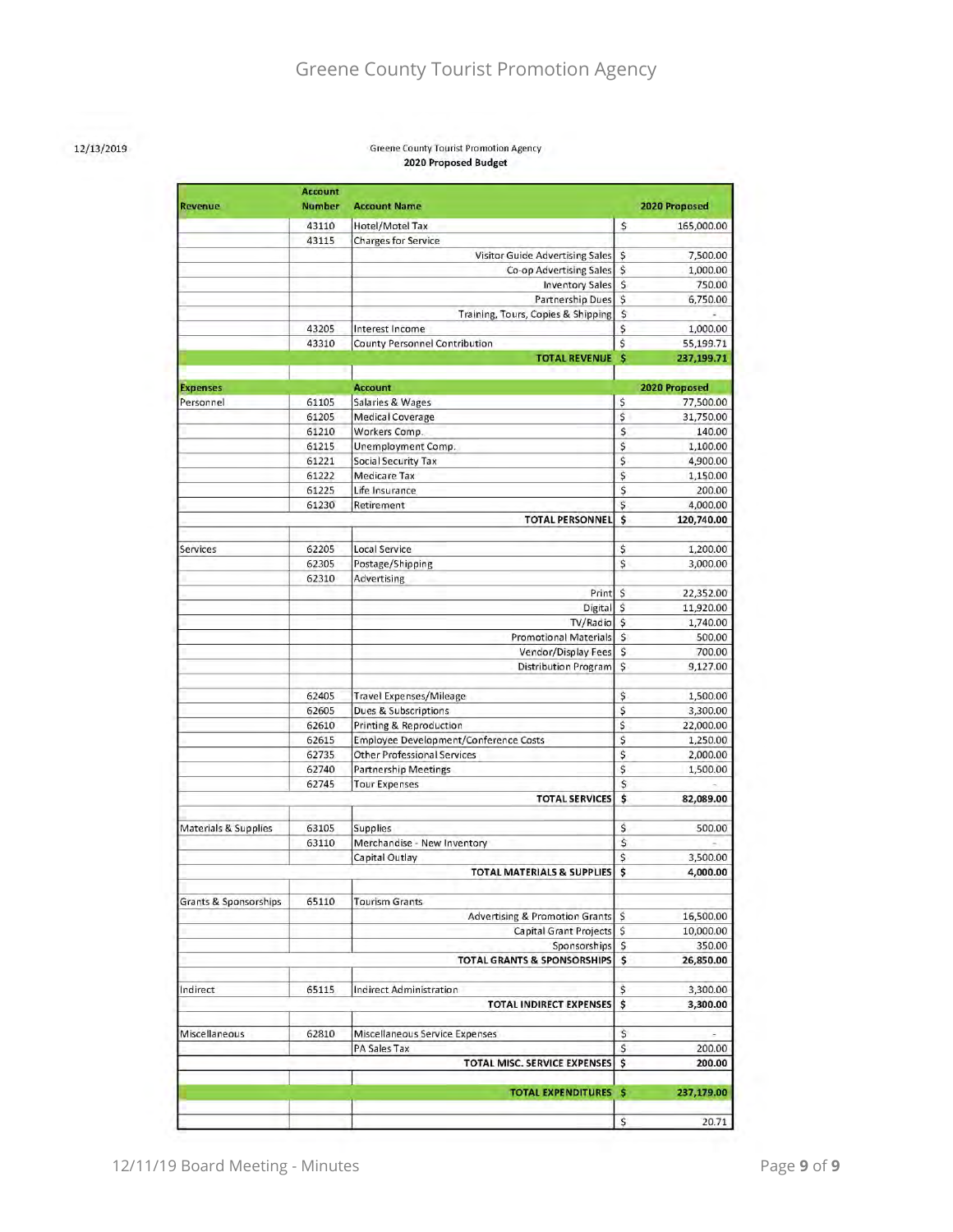12/13/2019

Greene County Tourist Promotion Agency

**2020 Proposed Budget**

| Revenue | Account Number | Account Name | | 2020 Proposed |
|---|---|---|---|---|
| | 43110 | Hotel/Motel Tax | $ | 165,000.00 |
| | 43115 | Charges for Service | | |
| | | Visitor Guide Advertising Sales | $ | 7,500.00 |
| | | Co-op Advertising Sales | $ | 1,000.00 |
| | | Inventory Sales | $ | 750.00 |
| | | Partnership Dues | $ | 6,750.00 |
| | | Training, Tours, Copies & Shipping | $ | - |
| | 43205 | Interest Income | $ | 1,000.00 |
| | 43310 | County Personnel Contribution | $ | 55,199.71 |
| | | **TOTAL REVENUE** | **$** | **237,199.71** |
| | | | | |
| **Expenses** | | **Account** | | **2020 Proposed** |
| Personnel | 61105 | Salaries & Wages | $ | 77,500.00 |
| | 61205 | Medical Coverage | $ | 31,750.00 |
| | 61210 | Workers Comp. | $ | 140.00 |
| | 61215 | Unemployment Comp. | $ | 1,100.00 |
| | 61221 | Social Security Tax | $ | 4,900.00 |
| | 61222 | Medicare Tax | $ | 1,150.00 |
| | 61225 | Life Insurance | $ | 200.00 |
| | 61230 | Retirement | $ | 4,000.00 |
| | | **TOTAL PERSONNEL** | **$** | **120,740.00** |
| | | | | |
| Services | 62205 | Local Service | $ | 1,200.00 |
| | 62305 | Postage/Shipping | $ | 3,000.00 |
| | 62310 | Advertising | | |
| | | Print | $ | 22,352.00 |
| | | Digital | $ | 11,920.00 |
| | | TV/Radio | $ | 1,740.00 |
| | | Promotional Materials | $ | 500.00 |
| | | Vendor/Display Fees | $ | 700.00 |
| | | Distribution Program | $ | 9,127.00 |
| | | | | |
| | 62405 | Travel Expenses/Mileage | $ | 1,500.00 |
| | 62605 | Dues & Subscriptions | $ | 3,300.00 |
| | 62610 | Printing & Reproduction | $ | 22,000.00 |
| | 62615 | Employee Development/Conference Costs | $ | 1,250.00 |
| | 62735 | Other Professional Services | $ | 2,000.00 |
| | 62740 | Partnership Meetings | $ | 1,500.00 |
| | 62745 | Tour Expenses | $ | - |
| | | **TOTAL SERVICES** | **$** | **82,089.00** |
| | | | | |
| Materials & Supplies | 63105 | Supplies | $ | 500.00 |
| | 63110 | Merchandise - New Inventory | $ | - |
| | | Capital Outlay | $ | 3,500.00 |
| | | **TOTAL MATERIALS & SUPPLIES** | **$** | **4,000.00** |
| | | | | |
| Grants & Sponsorships | 65110 | Tourism Grants | | |
| | | Advertising & Promotion Grants | $ | 16,500.00 |
| | | Capital Grant Projects | $ | 10,000.00 |
| | | Sponsorships | $ | 350.00 |
| | | **TOTAL GRANTS & SPONSORSHIPS** | **$** | **26,850.00** |
| | | | | |
| Indirect | 65115 | Indirect Administration | $ | 3,300.00 |
| | | **TOTAL INDIRECT EXPENSES** | **$** | **3,300.00** |
| | | | | |
| Miscellaneous | 62810 | Miscellaneous Service Expenses | $ | - |
| | | PA Sales Tax | $ | 200.00 |
| | | **TOTAL MISC. SERVICE EXPENSES** | **$** | **200.00** |
| | | | | |
| | | **TOTAL EXPENDITURES** | **$** | **237,179.00** |
| | | | | |
| | | | $ | 20.71 |